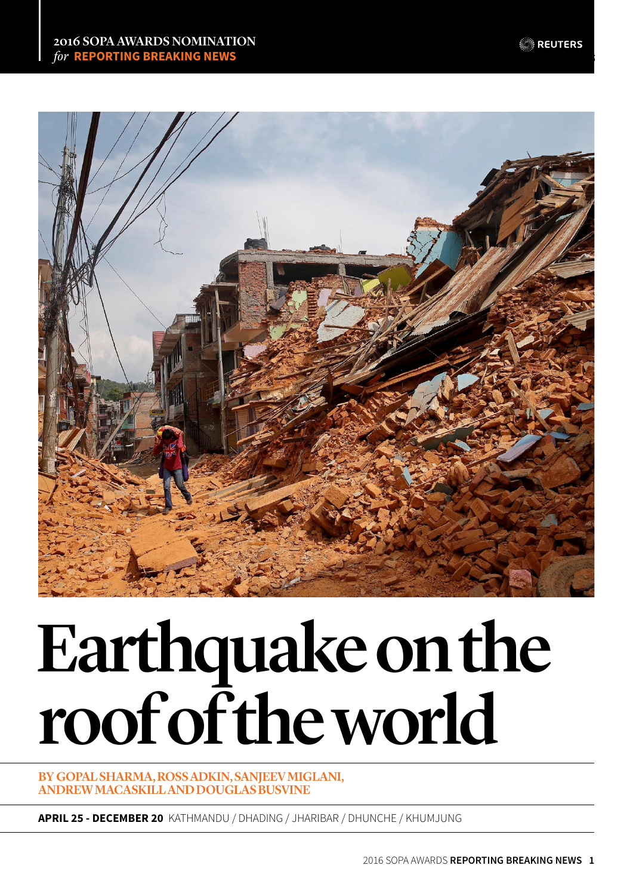**2016 SOPA AWARDS NOMINATION**
*for* **REPORTING BREAKING NEWS**

REUTERS

# Earthquake on the roof of the world

**BY GOPAL SHARMA, ROSS ADKIN, SANJEEV MIGLANI, ANDREW MACASKILL AND DOUGLAS BUSVINE**

**APRIL 25 - DECEMBER 20** KATHMANDU / DHADING / JHARIBAR / DHUNCHE / KHUMJUNG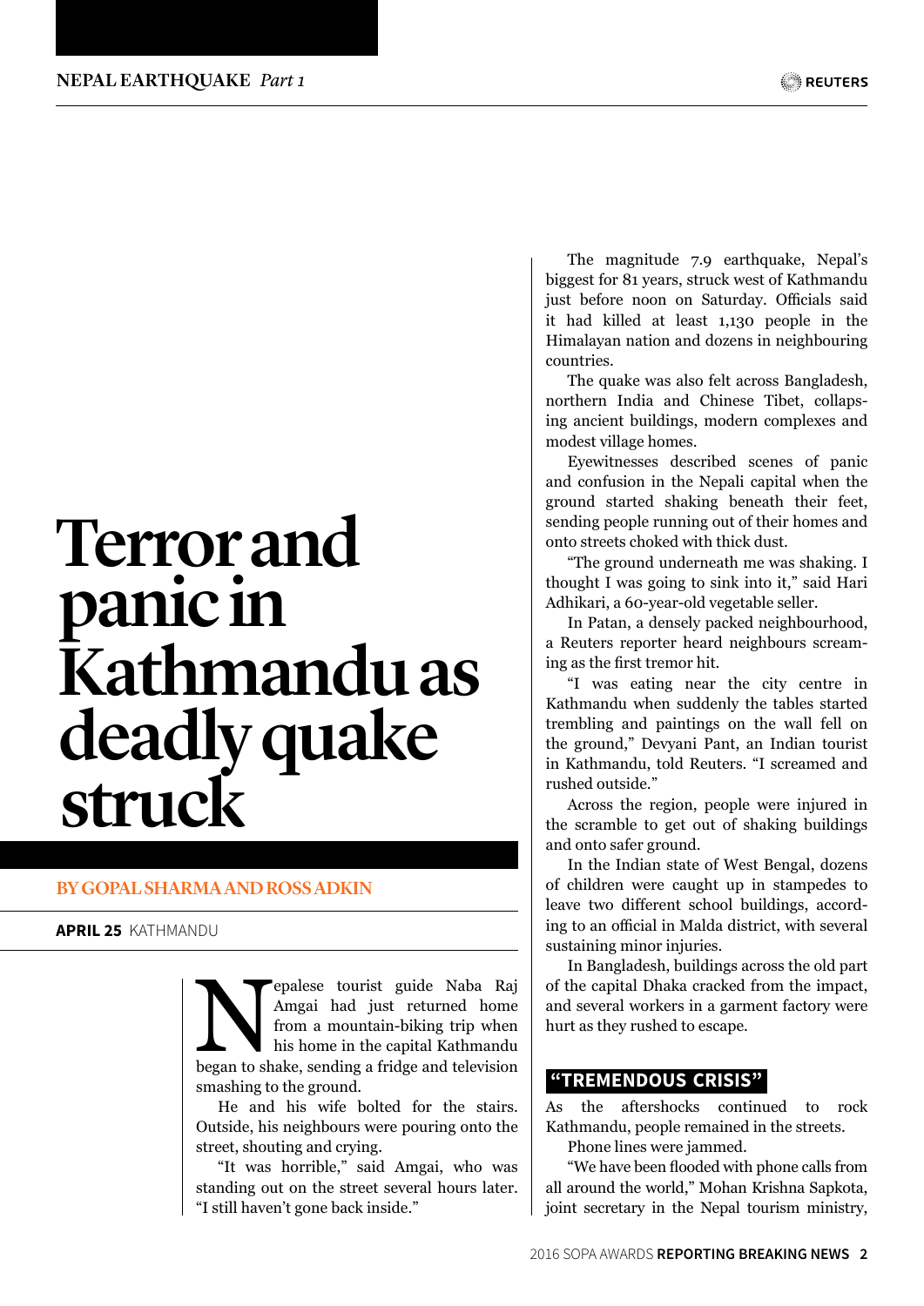# Terror and panic in Kathmandu as deadly quake struck

**BY GOPAL SHARMA AND ROSS ADKIN**

**APRIL 25** KATHMANDU

Nepalese tourist guide Naba Raj Amgai had just returned home from a mountain-biking trip when his home in the capital Kathmandu began to shake, sending a fridge and television smashing to the ground.

He and his wife bolted for the stairs. Outside, his neighbours were pouring onto the street, shouting and crying.

"It was horrible," said Amgai, who was standing out on the street several hours later. "I still haven't gone back inside."

The magnitude 7.9 earthquake, Nepal's biggest for 81 years, struck west of Kathmandu just before noon on Saturday. Officials said it had killed at least 1,130 people in the Himalayan nation and dozens in neighbouring countries.

The quake was also felt across Bangladesh, northern India and Chinese Tibet, collapsing ancient buildings, modern complexes and modest village homes.

Eyewitnesses described scenes of panic and confusion in the Nepali capital when the ground started shaking beneath their feet, sending people running out of their homes and onto streets choked with thick dust.

"The ground underneath me was shaking. I thought I was going to sink into it," said Hari Adhikari, a 60-year-old vegetable seller.

In Patan, a densely packed neighbourhood, a Reuters reporter heard neighbours screaming as the first tremor hit.

"I was eating near the city centre in Kathmandu when suddenly the tables started trembling and paintings on the wall fell on the ground," Devyani Pant, an Indian tourist in Kathmandu, told Reuters. "I screamed and rushed outside."

Across the region, people were injured in the scramble to get out of shaking buildings and onto safer ground.

In the Indian state of West Bengal, dozens of children were caught up in stampedes to leave two different school buildings, according to an official in Malda district, with several sustaining minor injuries.

In Bangladesh, buildings across the old part of the capital Dhaka cracked from the impact, and several workers in a garment factory were hurt as they rushed to escape.

## "TREMENDOUS CRISIS"

As the aftershocks continued to rock Kathmandu, people remained in the streets.

Phone lines were jammed.

"We have been flooded with phone calls from all around the world," Mohan Krishna Sapkota, joint secretary in the Nepal tourism ministry,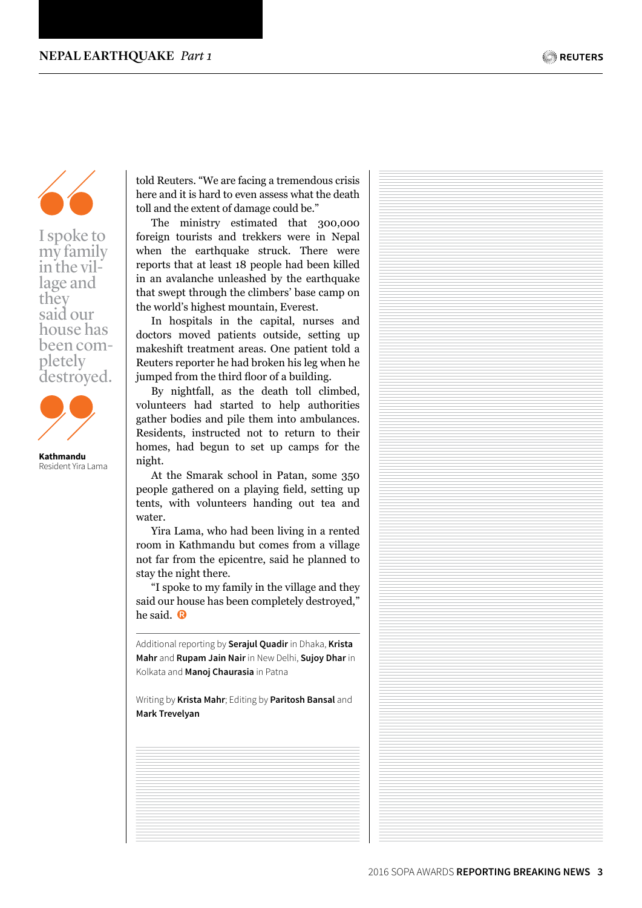> I spoke to my family in the village and they said our house has been completely destroyed.
>
> **Kathmandu**
> Resident Yira Lama

told Reuters. "We are facing a tremendous crisis here and it is hard to even assess what the death toll and the extent of damage could be."

The ministry estimated that 300,000 foreign tourists and trekkers were in Nepal when the earthquake struck. There were reports that at least 18 people had been killed in an avalanche unleashed by the earthquake that swept through the climbers' base camp on the world's highest mountain, Everest.

In hospitals in the capital, nurses and doctors moved patients outside, setting up makeshift treatment areas. One patient told a Reuters reporter he had broken his leg when he jumped from the third floor of a building.

By nightfall, as the death toll climbed, volunteers had started to help authorities gather bodies and pile them into ambulances. Residents, instructed not to return to their homes, had begun to set up camps for the night.

At the Smarak school in Patan, some 350 people gathered on a playing field, setting up tents, with volunteers handing out tea and water.

Yira Lama, who had been living in a rented room in Kathmandu but comes from a village not far from the epicentre, said he planned to stay the night there.

"I spoke to my family in the village and they said our house has been completely destroyed," he said.

Additional reporting by **Serajul Quadir** in Dhaka, **Krista Mahr** and **Rupam Jain Nair** in New Delhi, **Sujoy Dhar** in Kolkata and **Manoj Chaurasia** in Patna

Writing by **Krista Mahr**; Editing by **Paritosh Bansal** and **Mark Trevelyan**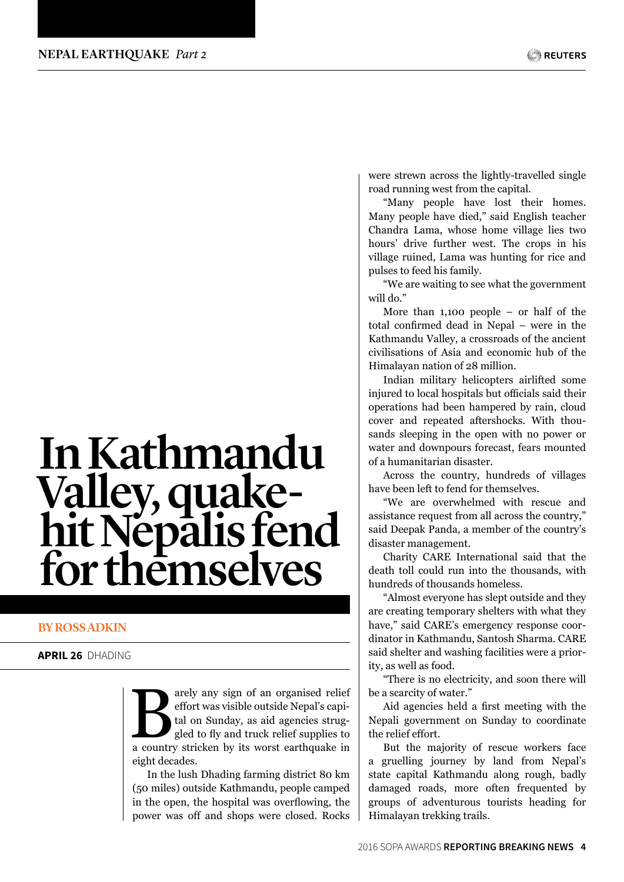# In Kathmandu Valley, quake-hit Nepalis fend for themselves

**BY ROSS ADKIN**

**APRIL 26** DHADING

Barely any sign of an organised relief effort was visible outside Nepal's capital on Sunday, as aid agencies struggled to fly and truck relief supplies to a country stricken by its worst earthquake in eight decades.

In the lush Dhading farming district 80 km (50 miles) outside Kathmandu, people camped in the open, the hospital was overflowing, the power was off and shops were closed. Rocks were strewn across the lightly-travelled single road running west from the capital.

"Many people have lost their homes. Many people have died," said English teacher Chandra Lama, whose home village lies two hours' drive further west. The crops in his village ruined, Lama was hunting for rice and pulses to feed his family.

"We are waiting to see what the government will do."

More than 1,100 people – or half of the total confirmed dead in Nepal – were in the Kathmandu Valley, a crossroads of the ancient civilisations of Asia and economic hub of the Himalayan nation of 28 million.

Indian military helicopters airlifted some injured to local hospitals but officials said their operations had been hampered by rain, cloud cover and repeated aftershocks. With thousands sleeping in the open with no power or water and downpours forecast, fears mounted of a humanitarian disaster.

Across the country, hundreds of villages have been left to fend for themselves.

"We are overwhelmed with rescue and assistance request from all across the country," said Deepak Panda, a member of the country's disaster management.

Charity CARE International said that the death toll could run into the thousands, with hundreds of thousands homeless.

"Almost everyone has slept outside and they are creating temporary shelters with what they have," said CARE's emergency response coordinator in Kathmandu, Santosh Sharma. CARE said shelter and washing facilities were a priority, as well as food.

"There is no electricity, and soon there will be a scarcity of water."

Aid agencies held a first meeting with the Nepali government on Sunday to coordinate the relief effort.

But the majority of rescue workers face a gruelling journey by land from Nepal's state capital Kathmandu along rough, badly damaged roads, more often frequented by groups of adventurous tourists heading for Himalayan trekking trails.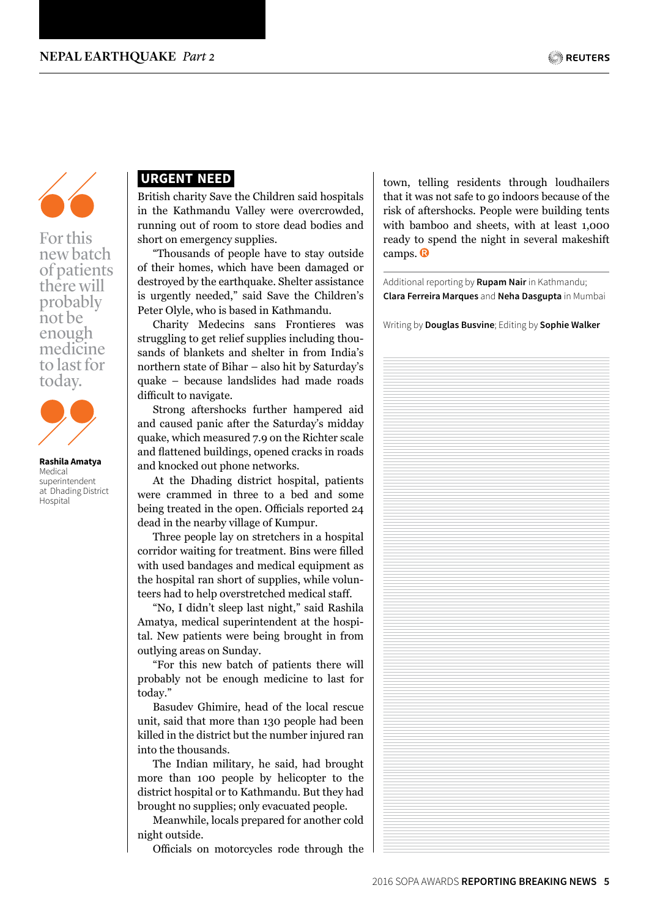> For this new batch of patients there will probably not be enough medicine to last for today.
>
> **Rashila Amatya**
> Medical superintendent at Dhading District Hospital

## URGENT NEED

British charity Save the Children said hospitals in the Kathmandu Valley were overcrowded, running out of room to store dead bodies and short on emergency supplies.

"Thousands of people have to stay outside of their homes, which have been damaged or destroyed by the earthquake. Shelter assistance is urgently needed," said Save the Children's Peter Olyle, who is based in Kathmandu.

Charity Medecins sans Frontieres was struggling to get relief supplies including thousands of blankets and shelter in from India's northern state of Bihar – also hit by Saturday's quake – because landslides had made roads difficult to navigate.

Strong aftershocks further hampered aid and caused panic after the Saturday's midday quake, which measured 7.9 on the Richter scale and flattened buildings, opened cracks in roads and knocked out phone networks.

At the Dhading district hospital, patients were crammed in three to a bed and some being treated in the open. Officials reported 24 dead in the nearby village of Kumpur.

Three people lay on stretchers in a hospital corridor waiting for treatment. Bins were filled with used bandages and medical equipment as the hospital ran short of supplies, while volunteers had to help overstretched medical staff.

"No, I didn't sleep last night," said Rashila Amatya, medical superintendent at the hospital. New patients were being brought in from outlying areas on Sunday.

"For this new batch of patients there will probably not be enough medicine to last for today."

Basudev Ghimire, head of the local rescue unit, said that more than 130 people had been killed in the district but the number injured ran into the thousands.

The Indian military, he said, had brought more than 100 people by helicopter to the district hospital or to Kathmandu. But they had brought no supplies; only evacuated people.

Meanwhile, locals prepared for another cold night outside.

Officials on motorcycles rode through the town, telling residents through loudhailers that it was not safe to go indoors because of the risk of aftershocks. People were building tents with bamboo and sheets, with at least 1,000 ready to spend the night in several makeshift camps.

---

Additional reporting by **Rupam Nair** in Kathmandu; **Clara Ferreira Marques** and **Neha Dasgupta** in Mumbai

Writing by **Douglas Busvine**; Editing by **Sophie Walker**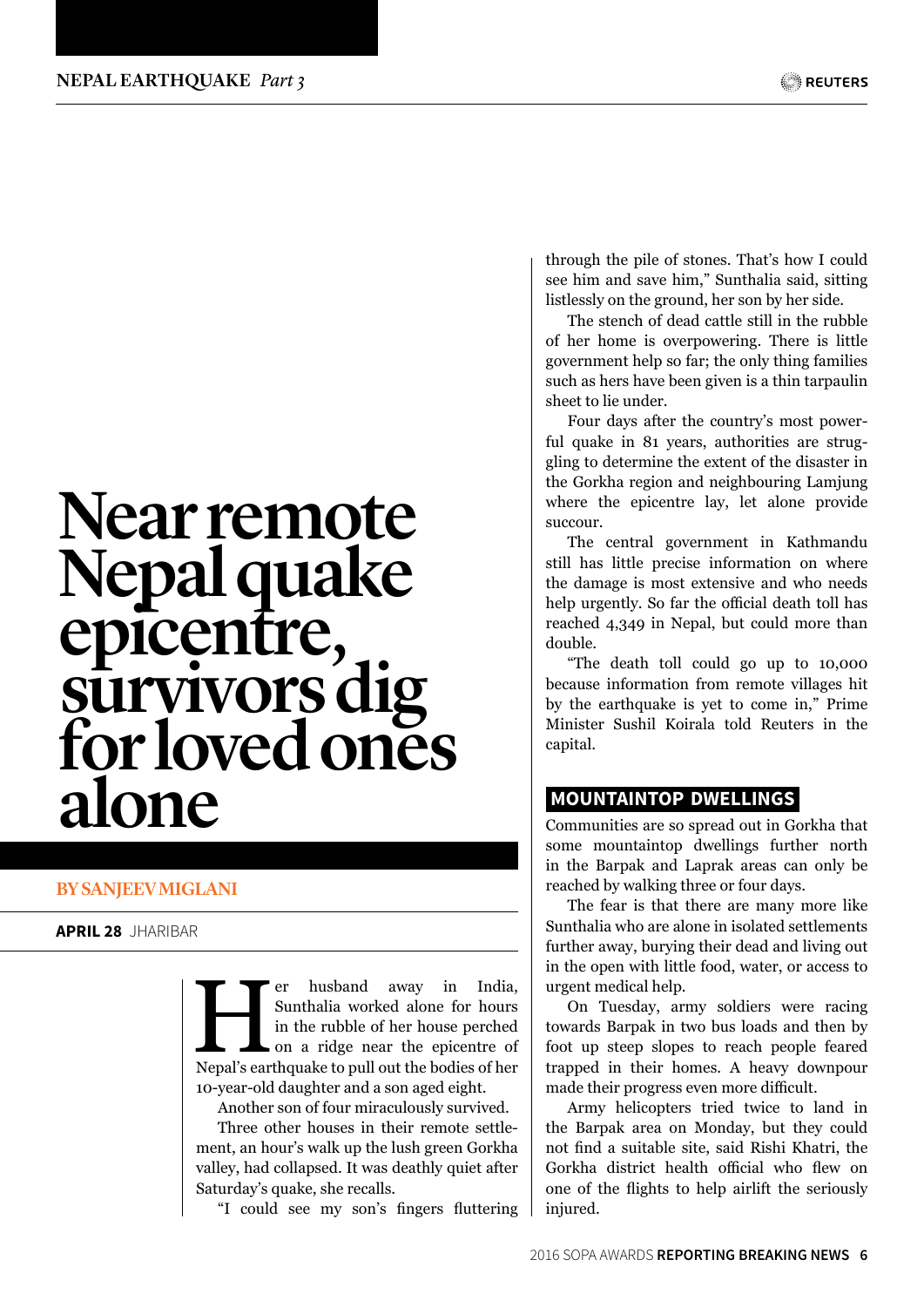# Near remote Nepal quake epicentre, survivors dig for loved ones alone

**BY SANJEEV MIGLANI**

**APRIL 28** JHARIBAR

Her husband away in India, Sunthalia worked alone for hours in the rubble of her house perched on a ridge near the epicentre of Nepal's earthquake to pull out the bodies of her 10-year-old daughter and a son aged eight.

Another son of four miraculously survived.

Three other houses in their remote settlement, an hour's walk up the lush green Gorkha valley, had collapsed. It was deathly quiet after Saturday's quake, she recalls.

"I could see my son's fingers fluttering through the pile of stones. That's how I could see him and save him," Sunthalia said, sitting listlessly on the ground, her son by her side.

The stench of dead cattle still in the rubble of her home is overpowering. There is little government help so far; the only thing families such as hers have been given is a thin tarpaulin sheet to lie under.

Four days after the country's most powerful quake in 81 years, authorities are struggling to determine the extent of the disaster in the Gorkha region and neighbouring Lamjung where the epicentre lay, let alone provide succour.

The central government in Kathmandu still has little precise information on where the damage is most extensive and who needs help urgently. So far the official death toll has reached 4,349 in Nepal, but could more than double.

"The death toll could go up to 10,000 because information from remote villages hit by the earthquake is yet to come in," Prime Minister Sushil Koirala told Reuters in the capital.

## MOUNTAINTOP DWELLINGS

Communities are so spread out in Gorkha that some mountaintop dwellings further north in the Barpak and Laprak areas can only be reached by walking three or four days.

The fear is that there are many more like Sunthalia who are alone in isolated settlements further away, burying their dead and living out in the open with little food, water, or access to urgent medical help.

On Tuesday, army soldiers were racing towards Barpak in two bus loads and then by foot up steep slopes to reach people feared trapped in their homes. A heavy downpour made their progress even more difficult.

Army helicopters tried twice to land in the Barpak area on Monday, but they could not find a suitable site, said Rishi Khatri, the Gorkha district health official who flew on one of the flights to help airlift the seriously injured.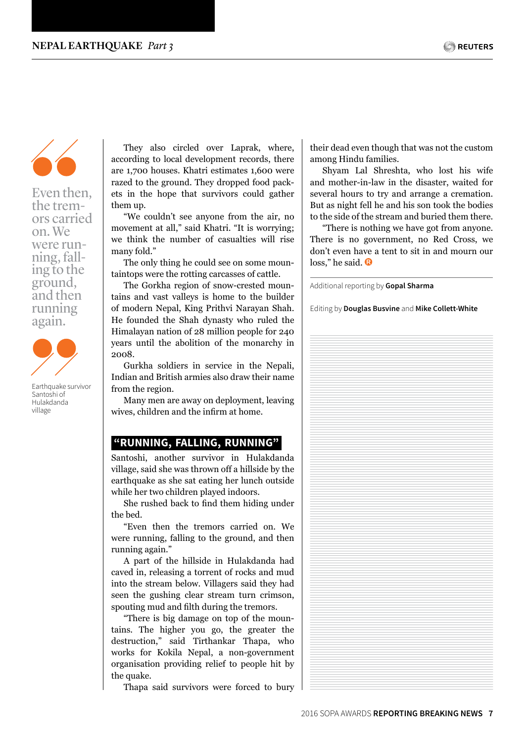> Even then, the tremors carried on. We were running, falling to the ground, and then running again.

Earthquake survivor Santoshi of Hulakdanda village

They also circled over Laprak, where, according to local development records, there are 1,700 houses. Khatri estimates 1,600 were razed to the ground. They dropped food packets in the hope that survivors could gather them up.

"We couldn't see anyone from the air, no movement at all," said Khatri. "It is worrying; we think the number of casualties will rise many fold."

The only thing he could see on some mountaintops were the rotting carcasses of cattle.

The Gorkha region of snow-crested mountains and vast valleys is home to the builder of modern Nepal, King Prithvi Narayan Shah. He founded the Shah dynasty who ruled the Himalayan nation of 28 million people for 240 years until the abolition of the monarchy in 2008.

Gurkha soldiers in service in the Nepali, Indian and British armies also draw their name from the region.

Many men are away on deployment, leaving wives, children and the infirm at home.

## "RUNNING, FALLING, RUNNING"

Santoshi, another survivor in Hulakdanda village, said she was thrown off a hillside by the earthquake as she sat eating her lunch outside while her two children played indoors.

She rushed back to find them hiding under the bed.

"Even then the tremors carried on. We were running, falling to the ground, and then running again."

A part of the hillside in Hulakdanda had caved in, releasing a torrent of rocks and mud into the stream below. Villagers said they had seen the gushing clear stream turn crimson, spouting mud and filth during the tremors.

"There is big damage on top of the mountains. The higher you go, the greater the destruction," said Tirthankar Thapa, who works for Kokila Nepal, a non-government organisation providing relief to people hit by the quake.

Thapa said survivors were forced to bury their dead even though that was not the custom among Hindu families.

Shyam Lal Shreshta, who lost his wife and mother-in-law in the disaster, waited for several hours to try and arrange a cremation. But as night fell he and his son took the bodies to the side of the stream and buried them there.

"There is nothing we have got from anyone. There is no government, no Red Cross, we don't even have a tent to sit in and mourn our loss," he said.

---

Additional reporting by **Gopal Sharma**

Editing by **Douglas Busvine** and **Mike Collett-White**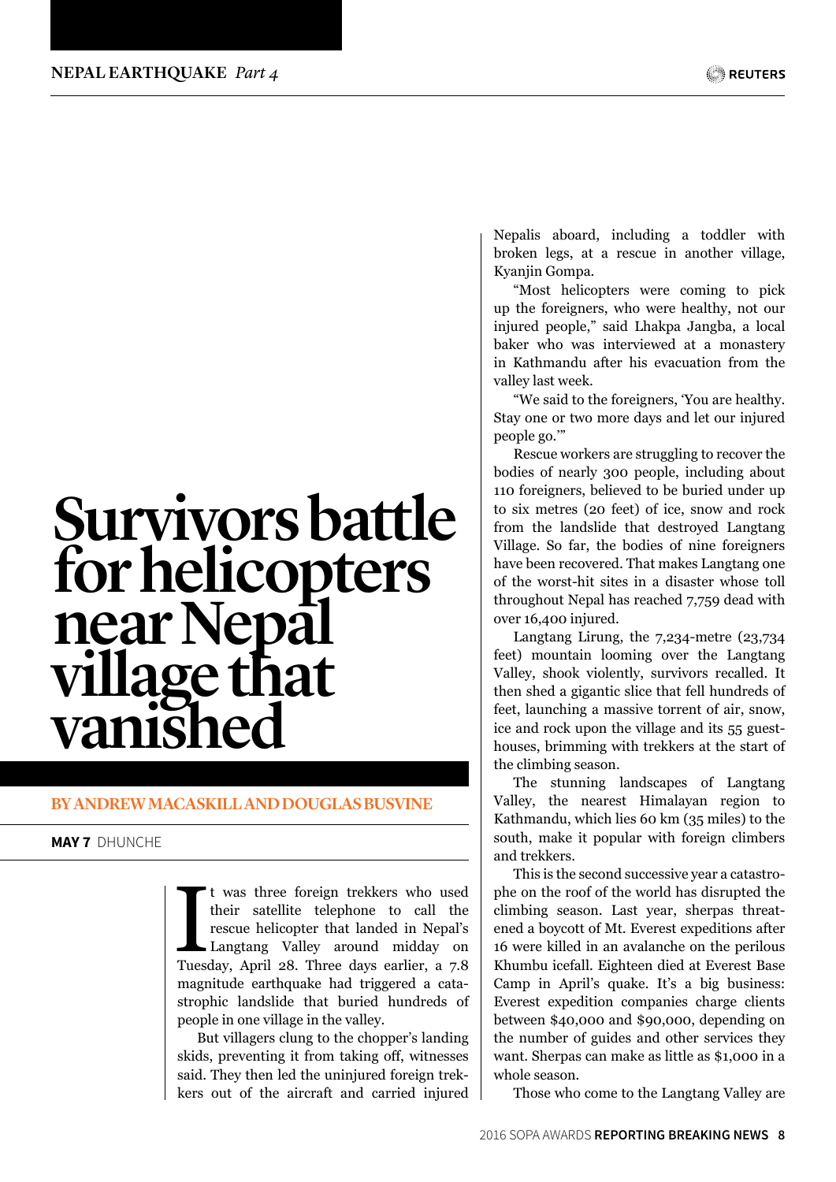# Survivors battle for helicopters near Nepal village that vanished

**BY ANDREW MACASKILL AND DOUGLAS BUSVINE**

**MAY 7** DHUNCHE

It was three foreign trekkers who used their satellite telephone to call the rescue helicopter that landed in Nepal's Langtang Valley around midday on Tuesday, April 28. Three days earlier, a 7.8 magnitude earthquake had triggered a catastrophic landslide that buried hundreds of people in one village in the valley.

But villagers clung to the chopper's landing skids, preventing it from taking off, witnesses said. They then led the uninjured foreign trekkers out of the aircraft and carried injured Nepalis aboard, including a toddler with broken legs, at a rescue in another village, Kyanjin Gompa.

"Most helicopters were coming to pick up the foreigners, who were healthy, not our injured people," said Lhakpa Jangba, a local baker who was interviewed at a monastery in Kathmandu after his evacuation from the valley last week.

"We said to the foreigners, 'You are healthy. Stay one or two more days and let our injured people go.'"

Rescue workers are struggling to recover the bodies of nearly 300 people, including about 110 foreigners, believed to be buried under up to six metres (20 feet) of ice, snow and rock from the landslide that destroyed Langtang Village. So far, the bodies of nine foreigners have been recovered. That makes Langtang one of the worst-hit sites in a disaster whose toll throughout Nepal has reached 7,759 dead with over 16,400 injured.

Langtang Lirung, the 7,234-metre (23,734 feet) mountain looming over the Langtang Valley, shook violently, survivors recalled. It then shed a gigantic slice that fell hundreds of feet, launching a massive torrent of air, snow, ice and rock upon the village and its 55 guesthouses, brimming with trekkers at the start of the climbing season.

The stunning landscapes of Langtang Valley, the nearest Himalayan region to Kathmandu, which lies 60 km (35 miles) to the south, make it popular with foreign climbers and trekkers.

This is the second successive year a catastrophe on the roof of the world has disrupted the climbing season. Last year, sherpas threatened a boycott of Mt. Everest expeditions after 16 were killed in an avalanche on the perilous Khumbu icefall. Eighteen died at Everest Base Camp in April's quake. It's a big business: Everest expedition companies charge clients between $40,000 and $90,000, depending on the number of guides and other services they want. Sherpas can make as little as $1,000 in a whole season.

Those who come to the Langtang Valley are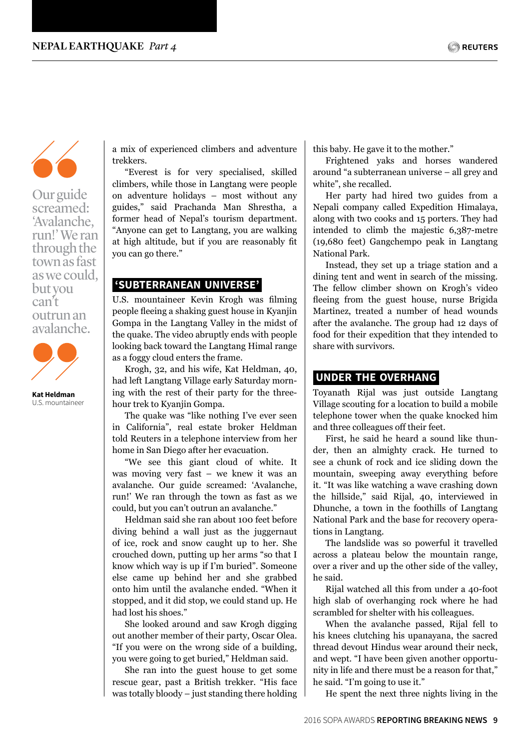> Our guide screamed: 'Avalanche, run!' We ran through the town as fast as we could, but you can't outrun an avalanche.
>
> **Kat Heldman**
> U.S. mountaineer

a mix of experienced climbers and adventure trekkers.

"Everest is for very specialised, skilled climbers, while those in Langtang were people on adventure holidays – most without any guides," said Prachanda Man Shrestha, a former head of Nepal's tourism department. "Anyone can get to Langtang, you are walking at high altitude, but if you are reasonably fit you can go there."

## 'SUBTERRANEAN UNIVERSE'

U.S. mountaineer Kevin Krogh was filming people fleeing a shaking guest house in Kyanjin Gompa in the Langtang Valley in the midst of the quake. The video abruptly ends with people looking back toward the Langtang Himal range as a foggy cloud enters the frame.

Krogh, 32, and his wife, Kat Heldman, 40, had left Langtang Village early Saturday morning with the rest of their party for the three-hour trek to Kyanjin Gompa.

The quake was "like nothing I've ever seen in California", real estate broker Heldman told Reuters in a telephone interview from her home in San Diego after her evacuation.

"We see this giant cloud of white. It was moving very fast – we knew it was an avalanche. Our guide screamed: 'Avalanche, run!' We ran through the town as fast as we could, but you can't outrun an avalanche."

Heldman said she ran about 100 feet before diving behind a wall just as the juggernaut of ice, rock and snow caught up to her. She crouched down, putting up her arms "so that I know which way is up if I'm buried". Someone else came up behind her and she grabbed onto him until the avalanche ended. "When it stopped, and it did stop, we could stand up. He had lost his shoes."

She looked around and saw Krogh digging out another member of their party, Oscar Olea. "If you were on the wrong side of a building, you were going to get buried," Heldman said.

She ran into the guest house to get some rescue gear, past a British trekker. "His face was totally bloody – just standing there holding this baby. He gave it to the mother."

Frightened yaks and horses wandered around "a subterranean universe – all grey and white", she recalled.

Her party had hired two guides from a Nepali company called Expedition Himalaya, along with two cooks and 15 porters. They had intended to climb the majestic 6,387-metre (19,680 feet) Gangchempo peak in Langtang National Park.

Instead, they set up a triage station and a dining tent and went in search of the missing. The fellow climber shown on Krogh's video fleeing from the guest house, nurse Brigida Martinez, treated a number of head wounds after the avalanche. The group had 12 days of food for their expedition that they intended to share with survivors.

## UNDER THE OVERHANG

Toyanath Rijal was just outside Langtang Village scouting for a location to build a mobile telephone tower when the quake knocked him and three colleagues off their feet.

First, he said he heard a sound like thunder, then an almighty crack. He turned to see a chunk of rock and ice sliding down the mountain, sweeping away everything before it. "It was like watching a wave crashing down the hillside," said Rijal, 40, interviewed in Dhunche, a town in the foothills of Langtang National Park and the base for recovery operations in Langtang.

The landslide was so powerful it travelled across a plateau below the mountain range, over a river and up the other side of the valley, he said.

Rijal watched all this from under a 40-foot high slab of overhanging rock where he had scrambled for shelter with his colleagues.

When the avalanche passed, Rijal fell to his knees clutching his upanayana, the sacred thread devout Hindus wear around their neck, and wept. "I have been given another opportunity in life and there must be a reason for that," he said. "I'm going to use it."

He spent the next three nights living in the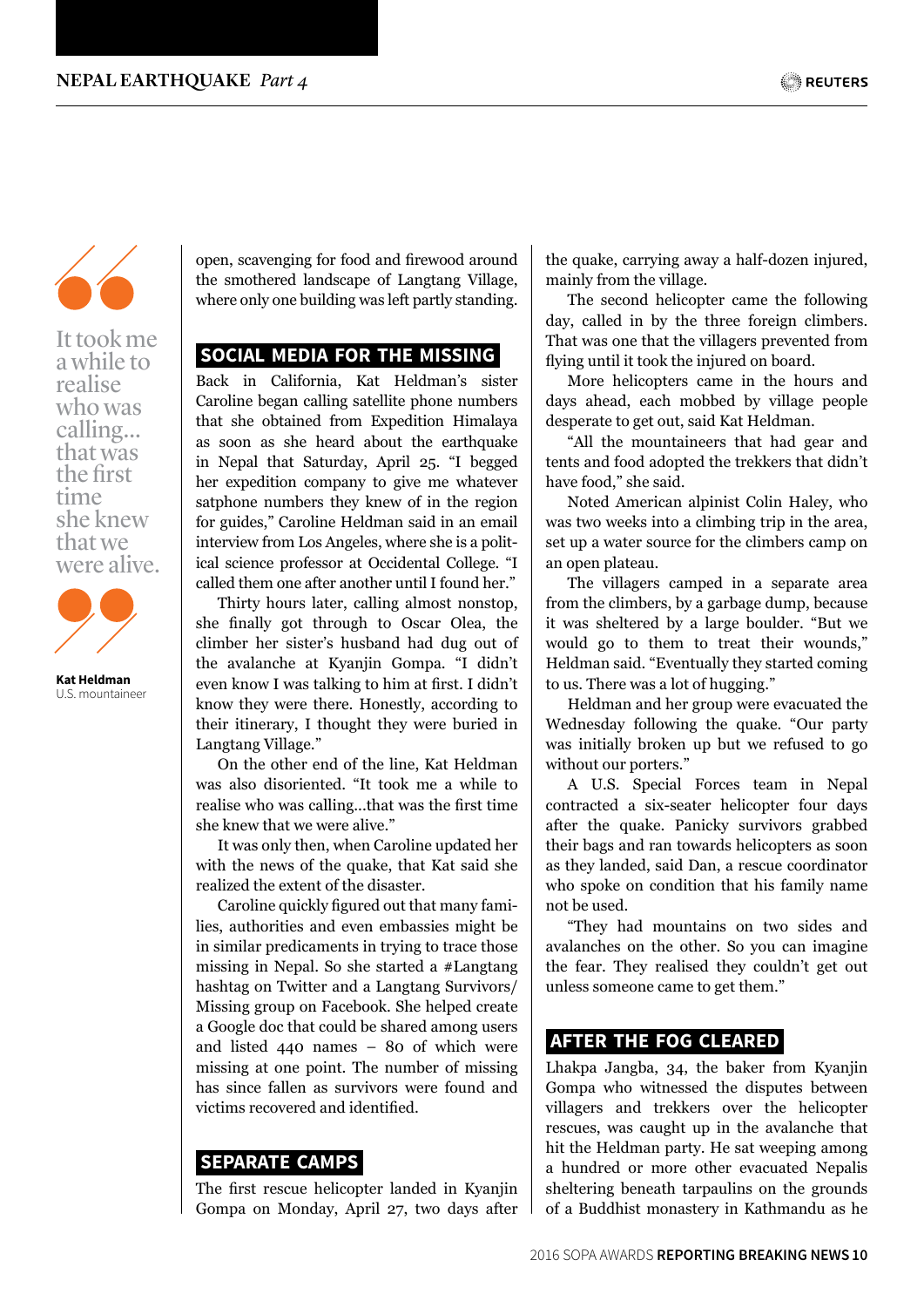> It took me a while to realise who was calling... that was the first time she knew that we were alive.
>
> **Kat Heldman**
> U.S. mountaineer

open, scavenging for food and firewood around the smothered landscape of Langtang Village, where only one building was left partly standing.

## SOCIAL MEDIA FOR THE MISSING

Back in California, Kat Heldman's sister Caroline began calling satellite phone numbers that she obtained from Expedition Himalaya as soon as she heard about the earthquake in Nepal that Saturday, April 25. "I begged her expedition company to give me whatever satphone numbers they knew of in the region for guides," Caroline Heldman said in an email interview from Los Angeles, where she is a political science professor at Occidental College. "I called them one after another until I found her."

Thirty hours later, calling almost nonstop, she finally got through to Oscar Olea, the climber her sister's husband had dug out of the avalanche at Kyanjin Gompa. "I didn't even know I was talking to him at first. I didn't know they were there. Honestly, according to their itinerary, I thought they were buried in Langtang Village."

On the other end of the line, Kat Heldman was also disoriented. "It took me a while to realise who was calling...that was the first time she knew that we were alive."

It was only then, when Caroline updated her with the news of the quake, that Kat said she realized the extent of the disaster.

Caroline quickly figured out that many families, authorities and even embassies might be in similar predicaments in trying to trace those missing in Nepal. So she started a #Langtang hashtag on Twitter and a Langtang Survivors/Missing group on Facebook. She helped create a Google doc that could be shared among users and listed 440 names – 80 of which were missing at one point. The number of missing has since fallen as survivors were found and victims recovered and identified.

## SEPARATE CAMPS

The first rescue helicopter landed in Kyanjin Gompa on Monday, April 27, two days after the quake, carrying away a half-dozen injured, mainly from the village.

The second helicopter came the following day, called in by the three foreign climbers. That was one that the villagers prevented from flying until it took the injured on board.

More helicopters came in the hours and days ahead, each mobbed by village people desperate to get out, said Kat Heldman.

"All the mountaineers that had gear and tents and food adopted the trekkers that didn't have food," she said.

Noted American alpinist Colin Haley, who was two weeks into a climbing trip in the area, set up a water source for the climbers camp on an open plateau.

The villagers camped in a separate area from the climbers, by a garbage dump, because it was sheltered by a large boulder. "But we would go to them to treat their wounds," Heldman said. "Eventually they started coming to us. There was a lot of hugging."

Heldman and her group were evacuated the Wednesday following the quake. "Our party was initially broken up but we refused to go without our porters."

A U.S. Special Forces team in Nepal contracted a six-seater helicopter four days after the quake. Panicky survivors grabbed their bags and ran towards helicopters as soon as they landed, said Dan, a rescue coordinator who spoke on condition that his family name not be used.

"They had mountains on two sides and avalanches on the other. So you can imagine the fear. They realised they couldn't get out unless someone came to get them."

## AFTER THE FOG CLEARED

Lhakpa Jangba, 34, the baker from Kyanjin Gompa who witnessed the disputes between villagers and trekkers over the helicopter rescues, was caught up in the avalanche that hit the Heldman party. He sat weeping among a hundred or more other evacuated Nepalis sheltering beneath tarpaulins on the grounds of a Buddhist monastery in Kathmandu as he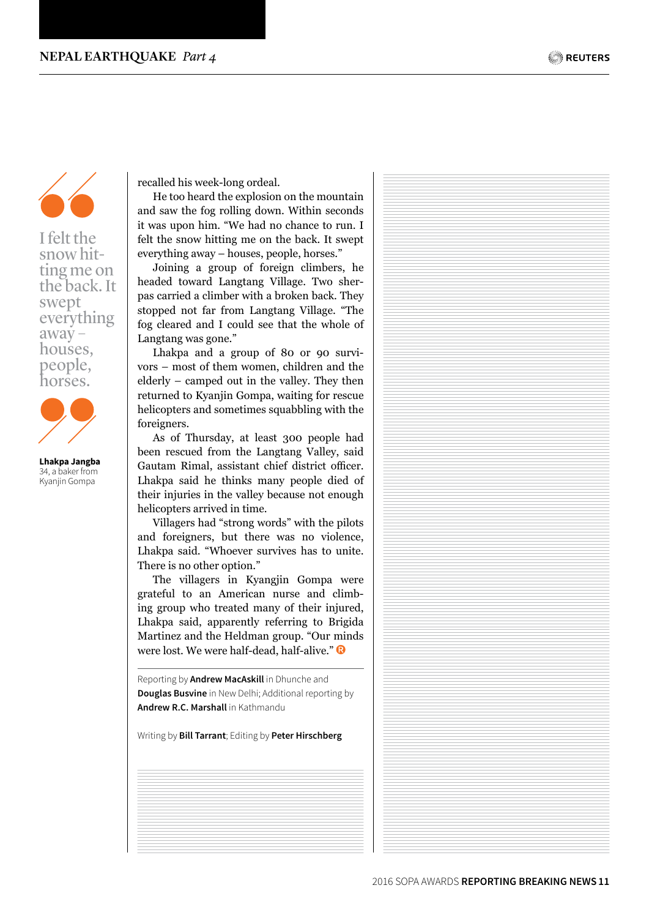> I felt the snow hitting me on the back. It swept everything away – houses, people, horses.

**Lhakpa Jangba**
34, a baker from Kyanjin Gompa

recalled his week-long ordeal.

He too heard the explosion on the mountain and saw the fog rolling down. Within seconds it was upon him. "We had no chance to run. I felt the snow hitting me on the back. It swept everything away – houses, people, horses."

Joining a group of foreign climbers, he headed toward Langtang Village. Two sherpas carried a climber with a broken back. They stopped not far from Langtang Village. "The fog cleared and I could see that the whole of Langtang was gone."

Lhakpa and a group of 80 or 90 survivors – most of them women, children and the elderly – camped out in the valley. They then returned to Kyanjin Gompa, waiting for rescue helicopters and sometimes squabbling with the foreigners.

As of Thursday, at least 300 people had been rescued from the Langtang Valley, said Gautam Rimal, assistant chief district officer. Lhakpa said he thinks many people died of their injuries in the valley because not enough helicopters arrived in time.

Villagers had "strong words" with the pilots and foreigners, but there was no violence, Lhakpa said. "Whoever survives has to unite. There is no other option."

The villagers in Kyangjin Gompa were grateful to an American nurse and climbing group who treated many of their injured, Lhakpa said, apparently referring to Brigida Martinez and the Heldman group. "Our minds were lost. We were half-dead, half-alive."

---

Reporting by **Andrew MacAskill** in Dhunche and **Douglas Busvine** in New Delhi; Additional reporting by **Andrew R.C. Marshall** in Kathmandu

Writing by **Bill Tarrant**; Editing by **Peter Hirschberg**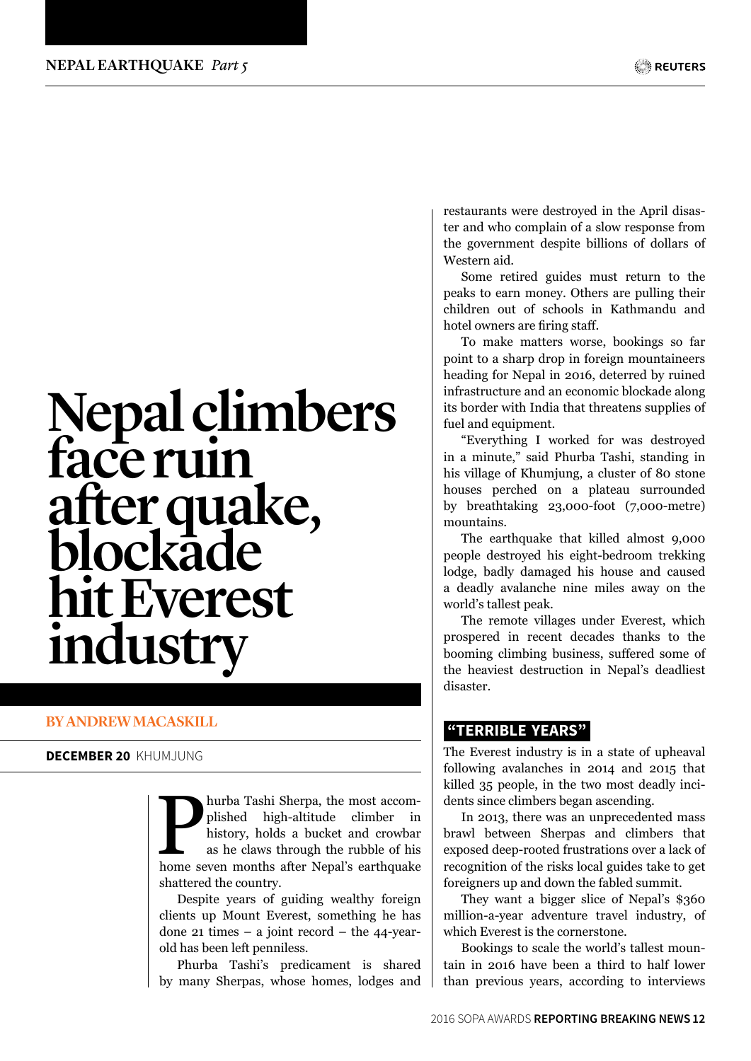# Nepal climbers face ruin after quake, blockade hit Everest industry

**BY ANDREW MACASKILL**

**DECEMBER 20** KHUMJUNG

Phurba Tashi Sherpa, the most accomplished high-altitude climber in history, holds a bucket and crowbar as he claws through the rubble of his home seven months after Nepal's earthquake shattered the country.

Despite years of guiding wealthy foreign clients up Mount Everest, something he has done 21 times – a joint record – the 44-year-old has been left penniless.

Phurba Tashi's predicament is shared by many Sherpas, whose homes, lodges and restaurants were destroyed in the April disaster and who complain of a slow response from the government despite billions of dollars of Western aid.

Some retired guides must return to the peaks to earn money. Others are pulling their children out of schools in Kathmandu and hotel owners are firing staff.

To make matters worse, bookings so far point to a sharp drop in foreign mountaineers heading for Nepal in 2016, deterred by ruined infrastructure and an economic blockade along its border with India that threatens supplies of fuel and equipment.

"Everything I worked for was destroyed in a minute," said Phurba Tashi, standing in his village of Khumjung, a cluster of 80 stone houses perched on a plateau surrounded by breathtaking 23,000-foot (7,000-metre) mountains.

The earthquake that killed almost 9,000 people destroyed his eight-bedroom trekking lodge, badly damaged his house and caused a deadly avalanche nine miles away on the world's tallest peak.

The remote villages under Everest, which prospered in recent decades thanks to the booming climbing business, suffered some of the heaviest destruction in Nepal's deadliest disaster.

## "TERRIBLE YEARS"

The Everest industry is in a state of upheaval following avalanches in 2014 and 2015 that killed 35 people, in the two most deadly incidents since climbers began ascending.

In 2013, there was an unprecedented mass brawl between Sherpas and climbers that exposed deep-rooted frustrations over a lack of recognition of the risks local guides take to get foreigners up and down the fabled summit.

They want a bigger slice of Nepal's $360 million-a-year adventure travel industry, of which Everest is the cornerstone.

Bookings to scale the world's tallest mountain in 2016 have been a third to half lower than previous years, according to interviews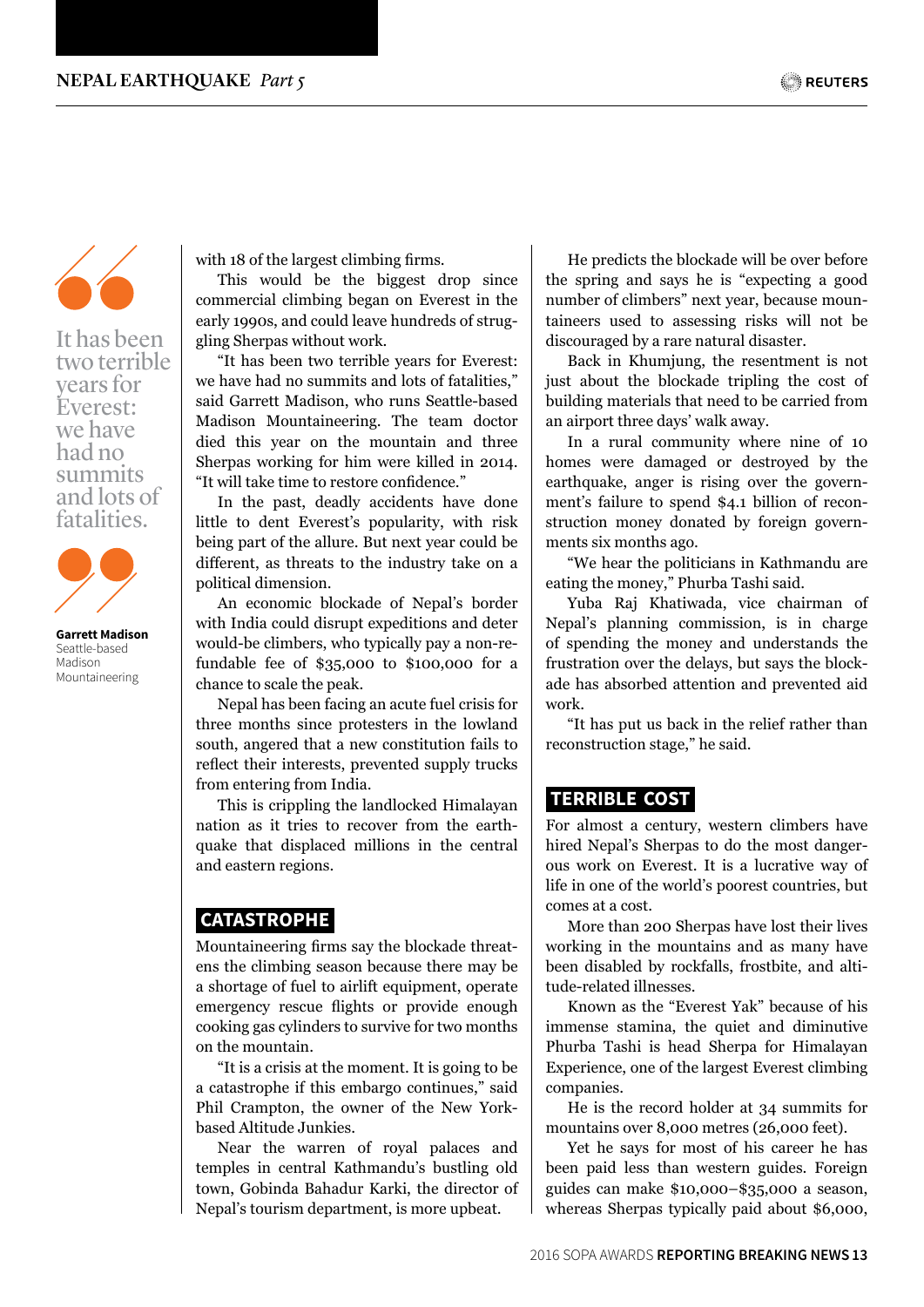> It has been two terrible years for Everest: we have had no summits and lots of fatalities.
>
> **Garrett Madison**
> Seattle-based Madison Mountaineering

with 18 of the largest climbing firms.

This would be the biggest drop since commercial climbing began on Everest in the early 1990s, and could leave hundreds of struggling Sherpas without work.

"It has been two terrible years for Everest: we have had no summits and lots of fatalities," said Garrett Madison, who runs Seattle-based Madison Mountaineering. The team doctor died this year on the mountain and three Sherpas working for him were killed in 2014. "It will take time to restore confidence."

In the past, deadly accidents have done little to dent Everest's popularity, with risk being part of the allure. But next year could be different, as threats to the industry take on a political dimension.

An economic blockade of Nepal's border with India could disrupt expeditions and deter would-be climbers, who typically pay a non-refundable fee of $35,000 to $100,000 for a chance to scale the peak.

Nepal has been facing an acute fuel crisis for three months since protesters in the lowland south, angered that a new constitution fails to reflect their interests, prevented supply trucks from entering from India.

This is crippling the landlocked Himalayan nation as it tries to recover from the earthquake that displaced millions in the central and eastern regions.

## CATASTROPHE

Mountaineering firms say the blockade threatens the climbing season because there may be a shortage of fuel to airlift equipment, operate emergency rescue flights or provide enough cooking gas cylinders to survive for two months on the mountain.

"It is a crisis at the moment. It is going to be a catastrophe if this embargo continues," said Phil Crampton, the owner of the New York-based Altitude Junkies.

Near the warren of royal palaces and temples in central Kathmandu's bustling old town, Gobinda Bahadur Karki, the director of Nepal's tourism department, is more upbeat.

He predicts the blockade will be over before the spring and says he is "expecting a good number of climbers" next year, because mountaineers used to assessing risks will not be discouraged by a rare natural disaster.

Back in Khumjung, the resentment is not just about the blockade tripling the cost of building materials that need to be carried from an airport three days' walk away.

In a rural community where nine of 10 homes were damaged or destroyed by the earthquake, anger is rising over the government's failure to spend $4.1 billion of reconstruction money donated by foreign governments six months ago.

"We hear the politicians in Kathmandu are eating the money," Phurba Tashi said.

Yuba Raj Khatiwada, vice chairman of Nepal's planning commission, is in charge of spending the money and understands the frustration over the delays, but says the blockade has absorbed attention and prevented aid work.

"It has put us back in the relief rather than reconstruction stage," he said.

## TERRIBLE COST

For almost a century, western climbers have hired Nepal's Sherpas to do the most dangerous work on Everest. It is a lucrative way of life in one of the world's poorest countries, but comes at a cost.

More than 200 Sherpas have lost their lives working in the mountains and as many have been disabled by rockfalls, frostbite, and altitude-related illnesses.

Known as the "Everest Yak" because of his immense stamina, the quiet and diminutive Phurba Tashi is head Sherpa for Himalayan Experience, one of the largest Everest climbing companies.

He is the record holder at 34 summits for mountains over 8,000 metres (26,000 feet).

Yet he says for most of his career he has been paid less than western guides. Foreign guides can make $10,000–$35,000 a season, whereas Sherpas typically paid about $6,000,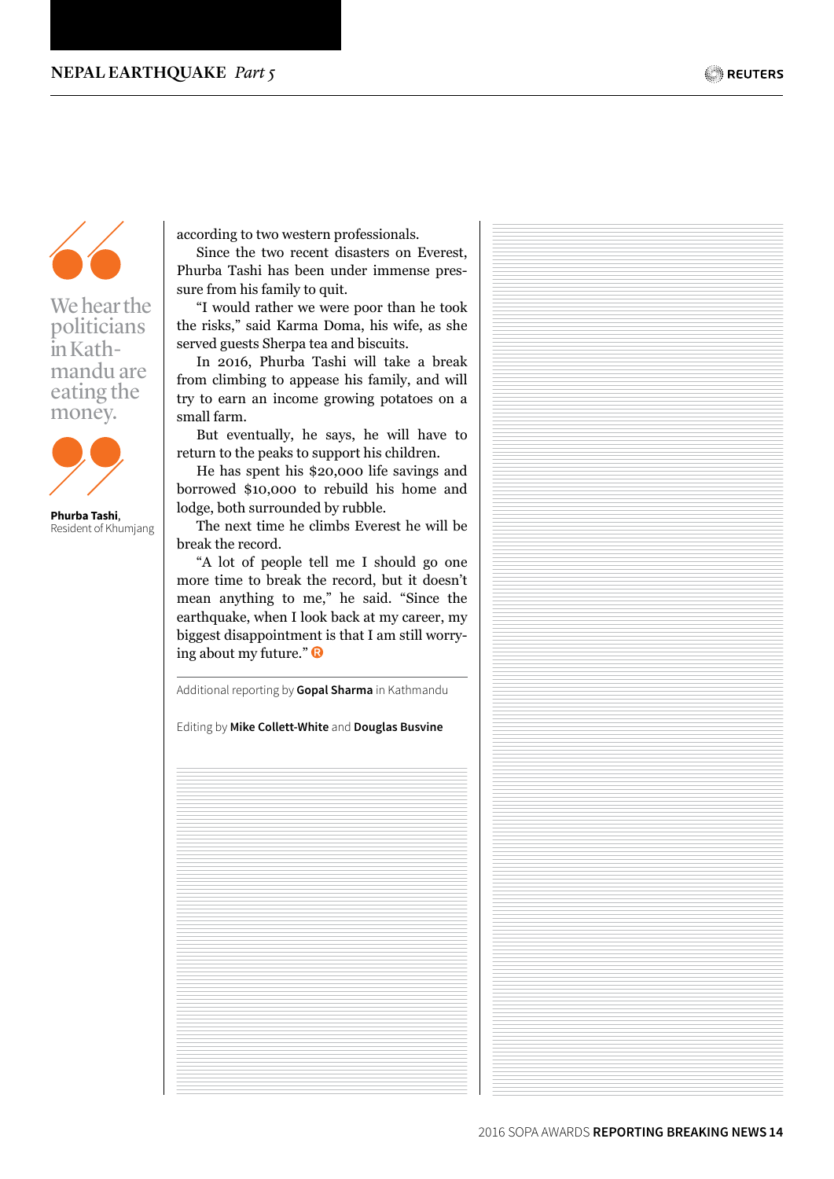> We hear the politicians in Kathmandu are eating the money.
>
> **Phurba Tashi**, Resident of Khumjang

according to two western professionals.

Since the two recent disasters on Everest, Phurba Tashi has been under immense pressure from his family to quit.

"I would rather we were poor than he took the risks," said Karma Doma, his wife, as she served guests Sherpa tea and biscuits.

In 2016, Phurba Tashi will take a break from climbing to appease his family, and will try to earn an income growing potatoes on a small farm.

But eventually, he says, he will have to return to the peaks to support his children.

He has spent his $20,000 life savings and borrowed $10,000 to rebuild his home and lodge, both surrounded by rubble.

The next time he climbs Everest he will be break the record.

"A lot of people tell me I should go one more time to break the record, but it doesn't mean anything to me," he said. "Since the earthquake, when I look back at my career, my biggest disappointment is that I am still worrying about my future."

---

Additional reporting by **Gopal Sharma** in Kathmandu

Editing by **Mike Collett-White** and **Douglas Busvine**